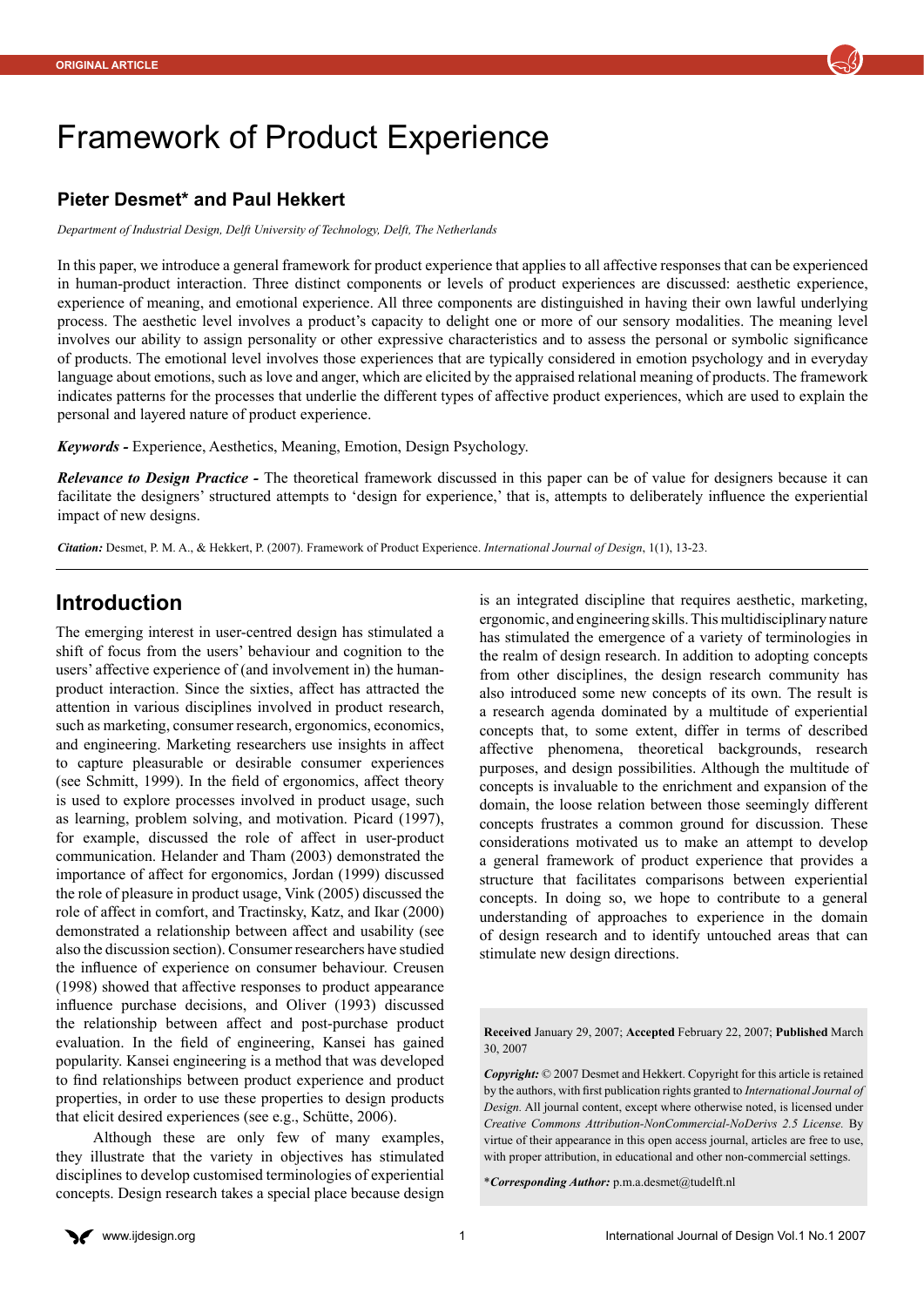ORIGINAL ARTICLE

# Framework of Product Experience

## Pieter Desmet* and Paul Hekkert

*Department of Industrial Design, Delft University of Technology, Delft, The Netherlands*

In this paper, we introduce a general framework for product experience that applies to all affective responses that can be experienced in human-product interaction. Three distinct components or levels of product experiences are discussed: aesthetic experience, experience of meaning, and emotional experience. All three components are distinguished in having their own lawful underlying process. The aesthetic level involves a product's capacity to delight one or more of our sensory modalities. The meaning level involves our ability to assign personality or other expressive characteristics and to assess the personal or symbolic significance of products. The emotional level involves those experiences that are typically considered in emotion psychology and in everyday language about emotions, such as love and anger, which are elicited by the appraised relational meaning of products. The framework indicates patterns for the processes that underlie the different types of affective product experiences, which are used to explain the personal and layered nature of product experience.

***Keywords -*** Experience, Aesthetics, Meaning, Emotion, Design Psychology.

***Relevance to Design Practice -*** The theoretical framework discussed in this paper can be of value for designers because it can facilitate the designers' structured attempts to 'design for experience,' that is, attempts to deliberately influence the experiential impact of new designs.

***Citation:*** Desmet, P. M. A., & Hekkert, P. (2007). Framework of Product Experience. *International Journal of Design*, 1(1), 13-23.

## Introduction

The emerging interest in user-centred design has stimulated a shift of focus from the users' behaviour and cognition to the users' affective experience of (and involvement in) the human-product interaction. Since the sixties, affect has attracted the attention in various disciplines involved in product research, such as marketing, consumer research, ergonomics, economics, and engineering. Marketing researchers use insights in affect to capture pleasurable or desirable consumer experiences (see Schmitt, 1999). In the field of ergonomics, affect theory is used to explore processes involved in product usage, such as learning, problem solving, and motivation. Picard (1997), for example, discussed the role of affect in user-product communication. Helander and Tham (2003) demonstrated the importance of affect for ergonomics, Jordan (1999) discussed the role of pleasure in product usage, Vink (2005) discussed the role of affect in comfort, and Tractinsky, Katz, and Ikar (2000) demonstrated a relationship between affect and usability (see also the discussion section). Consumer researchers have studied the influence of experience on consumer behaviour. Creusen (1998) showed that affective responses to product appearance influence purchase decisions, and Oliver (1993) discussed the relationship between affect and post-purchase product evaluation. In the field of engineering, Kansei has gained popularity. Kansei engineering is a method that was developed to find relationships between product experience and product properties, in order to use these properties to design products that elicit desired experiences (see e.g., Schütte, 2006).

Although these are only few of many examples, they illustrate that the variety in objectives has stimulated disciplines to develop customised terminologies of experiential concepts. Design research takes a special place because design is an integrated discipline that requires aesthetic, marketing, ergonomic, and engineering skills. This multidisciplinary nature has stimulated the emergence of a variety of terminologies in the realm of design research. In addition to adopting concepts from other disciplines, the design research community has also introduced some new concepts of its own. The result is a research agenda dominated by a multitude of experiential concepts that, to some extent, differ in terms of described affective phenomena, theoretical backgrounds, research purposes, and design possibilities. Although the multitude of concepts is invaluable to the enrichment and expansion of the domain, the loose relation between those seemingly different concepts frustrates a common ground for discussion. These considerations motivated us to make an attempt to develop a general framework of product experience that provides a structure that facilitates comparisons between experiential concepts. In doing so, we hope to contribute to a general understanding of approaches to experience in the domain of design research and to identify untouched areas that can stimulate new design directions.

**Received** January 29, 2007; **Accepted** February 22, 2007; **Published** March 30, 2007

***Copyright:*** © 2007 Desmet and Hekkert. Copyright for this article is retained by the authors, with first publication rights granted to *International Journal of Design*. All journal content, except where otherwise noted, is licensed under *Creative Commons Attribution-NonCommercial-NoDerivs 2.5 License*. By virtue of their appearance in this open access journal, articles are free to use, with proper attribution, in educational and other non-commercial settings.

****Corresponding Author:*** p.m.a.desmet@tudelft.nl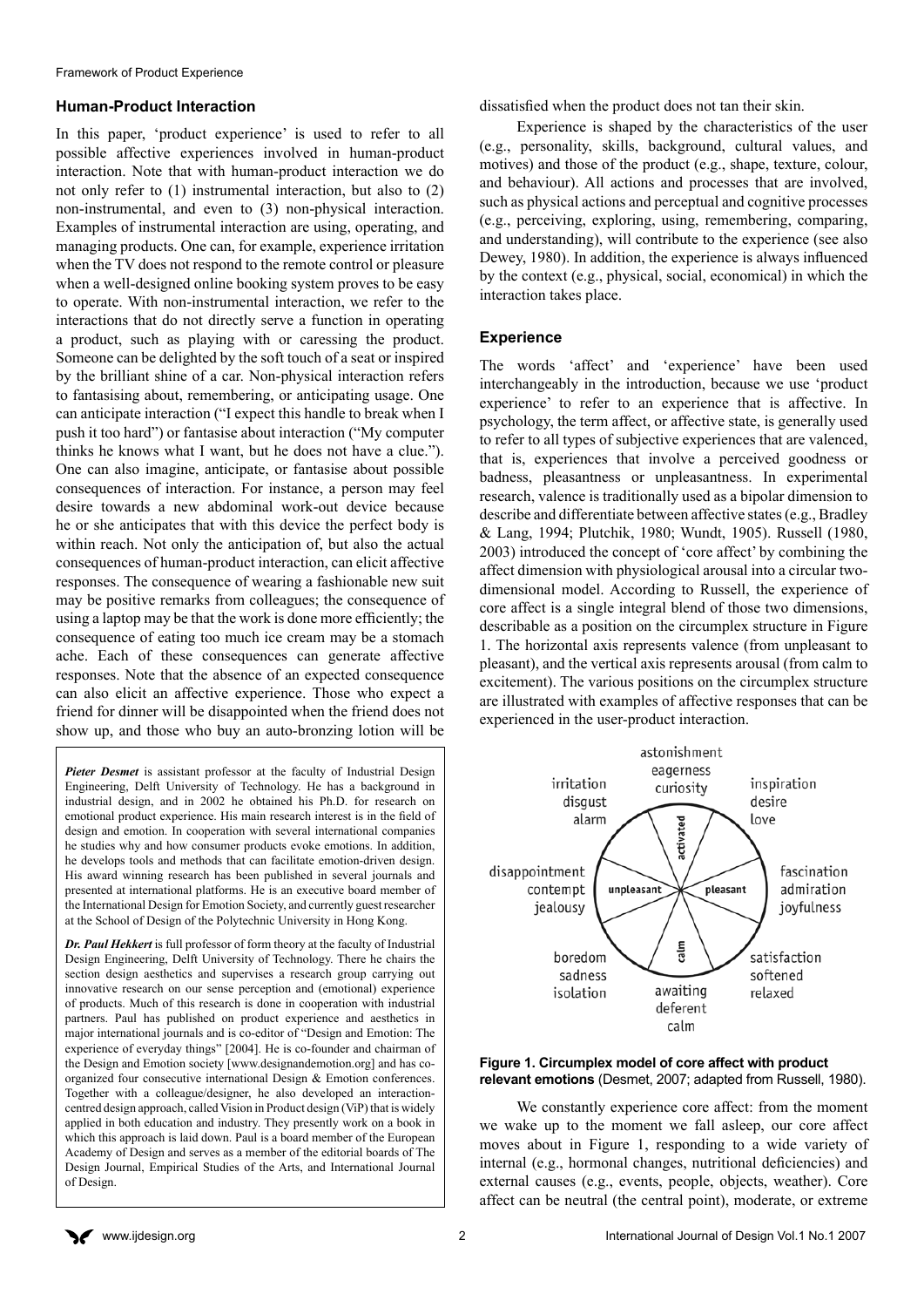## Human-Product Interaction

In this paper, 'product experience' is used to refer to all possible affective experiences involved in human-product interaction. Note that with human-product interaction we do not only refer to (1) instrumental interaction, but also to (2) non-instrumental, and even to (3) non-physical interaction. Examples of instrumental interaction are using, operating, and managing products. One can, for example, experience irritation when the TV does not respond to the remote control or pleasure when a well-designed online booking system proves to be easy to operate. With non-instrumental interaction, we refer to the interactions that do not directly serve a function in operating a product, such as playing with or caressing the product. Someone can be delighted by the soft touch of a seat or inspired by the brilliant shine of a car. Non-physical interaction refers to fantasising about, remembering, or anticipating usage. One can anticipate interaction ("I expect this handle to break when I push it too hard") or fantasise about interaction ("My computer thinks he knows what I want, but he does not have a clue."). One can also imagine, anticipate, or fantasise about possible consequences of interaction. For instance, a person may feel desire towards a new abdominal work-out device because he or she anticipates that with this device the perfect body is within reach. Not only the anticipation of, but also the actual consequences of human-product interaction, can elicit affective responses. The consequence of wearing a fashionable new suit may be positive remarks from colleagues; the consequence of using a laptop may be that the work is done more efficiently; the consequence of eating too much ice cream may be a stomach ache. Each of these consequences can generate affective responses. Note that the absence of an expected consequence can also elicit an affective experience. Those who expect a friend for dinner will be disappointed when the friend does not show up, and those who buy an auto-bronzing lotion will be dissatisfied when the product does not tan their skin.

Experience is shaped by the characteristics of the user (e.g., personality, skills, background, cultural values, and motives) and those of the product (e.g., shape, texture, colour, and behaviour). All actions and processes that are involved, such as physical actions and perceptual and cognitive processes (e.g., perceiving, exploring, using, remembering, comparing, and understanding), will contribute to the experience (see also Dewey, 1980). In addition, the experience is always influenced by the context (e.g., physical, social, economical) in which the interaction takes place.

*Pieter Desmet* is assistant professor at the faculty of Industrial Design Engineering, Delft University of Technology. He has a background in industrial design, and in 2002 he obtained his Ph.D. for research on emotional product experience. His main research interest is in the field of design and emotion. In cooperation with several international companies he studies why and how consumer products evoke emotions. In addition, he develops tools and methods that can facilitate emotion-driven design. His award winning research has been published in several journals and presented at international platforms. He is an executive board member of the International Design for Emotion Society, and currently guest researcher at the School of Design of the Polytechnic University in Hong Kong.

*Dr. Paul Hekkert* is full professor of form theory at the faculty of Industrial Design Engineering, Delft University of Technology. There he chairs the section design aesthetics and supervises a research group carrying out innovative research on our sense perception and (emotional) experience of products. Much of this research is done in cooperation with industrial partners. Paul has published on product experience and aesthetics in major international journals and is co-editor of "Design and Emotion: The experience of everyday things" [2004]. He is co-founder and chairman of the Design and Emotion society [www.designandemotion.org] and has co-organized four consecutive international Design & Emotion conferences. Together with a colleague/designer, he also developed an interaction-centred design approach, called Vision in Product design (ViP) that is widely applied in both education and industry. They presently work on a book in which this approach is laid down. Paul is a board member of the European Academy of Design and serves as a member of the editorial boards of The Design Journal, Empirical Studies of the Arts, and International Journal of Design.

## Experience

The words 'affect' and 'experience' have been used interchangeably in the introduction, because we use 'product experience' to refer to an experience that is affective. In psychology, the term affect, or affective state, is generally used to refer to all types of subjective experiences that are valenced, that is, experiences that involve a perceived goodness or badness, pleasantness or unpleasantness. In experimental research, valence is traditionally used as a bipolar dimension to describe and differentiate between affective states (e.g., Bradley & Lang, 1994; Plutchik, 1980; Wundt, 1905). Russell (1980, 2003) introduced the concept of 'core affect' by combining the affect dimension with physiological arousal into a circular two-dimensional model. According to Russell, the experience of core affect is a single integral blend of those two dimensions, describable as a position on the circumplex structure in Figure 1. The horizontal axis represents valence (from unpleasant to pleasant), and the vertical axis represents arousal (from calm to excitement). The various positions on the circumplex structure are illustrated with examples of affective responses that can be experienced in the user-product interaction.

**Figure 1. Circumplex model of core affect with product relevant emotions** (Desmet, 2007; adapted from Russell, 1980).

We constantly experience core affect: from the moment we wake up to the moment we fall asleep, our core affect moves about in Figure 1, responding to a wide variety of internal (e.g., hormonal changes, nutritional deficiencies) and external causes (e.g., events, people, objects, weather). Core affect can be neutral (the central point), moderate, or extreme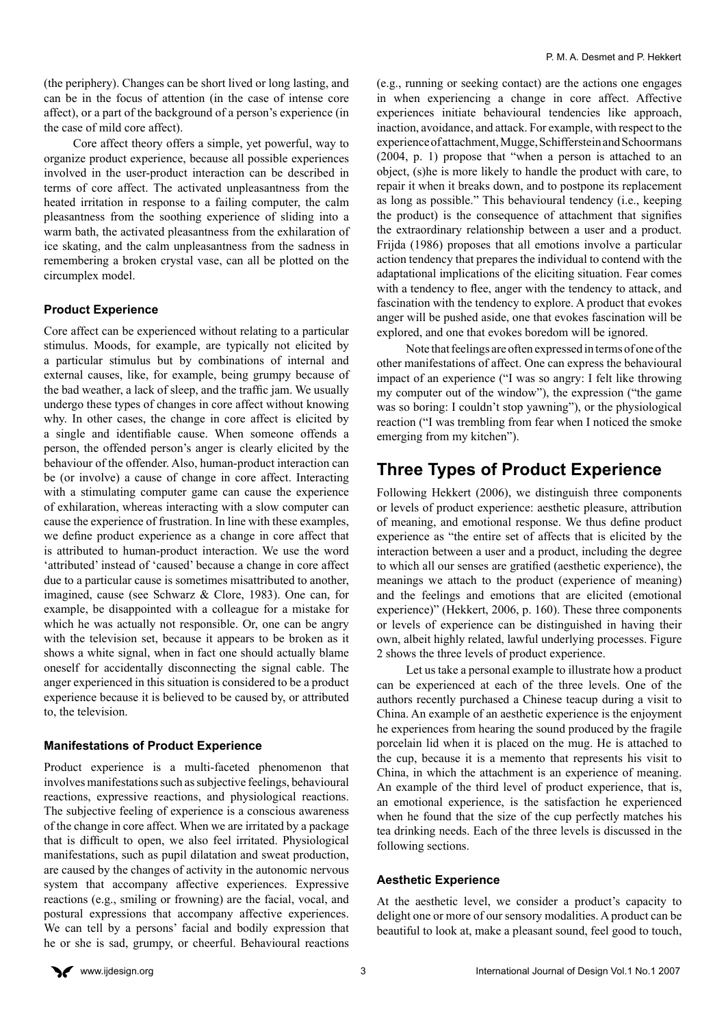(the periphery). Changes can be short lived or long lasting, and can be in the focus of attention (in the case of intense core affect), or a part of the background of a person's experience (in the case of mild core affect).

Core affect theory offers a simple, yet powerful, way to organize product experience, because all possible experiences involved in the user-product interaction can be described in terms of core affect. The activated unpleasantness from the heated irritation in response to a failing computer, the calm pleasantness from the soothing experience of sliding into a warm bath, the activated pleasantness from the exhilaration of ice skating, and the calm unpleasantness from the sadness in remembering a broken crystal vase, can all be plotted on the circumplex model.

### Product Experience

Core affect can be experienced without relating to a particular stimulus. Moods, for example, are typically not elicited by a particular stimulus but by combinations of internal and external causes, like, for example, being grumpy because of the bad weather, a lack of sleep, and the traffic jam. We usually undergo these types of changes in core affect without knowing why. In other cases, the change in core affect is elicited by a single and identifiable cause. When someone offends a person, the offended person's anger is clearly elicited by the behaviour of the offender. Also, human-product interaction can be (or involve) a cause of change in core affect. Interacting with a stimulating computer game can cause the experience of exhilaration, whereas interacting with a slow computer can cause the experience of frustration. In line with these examples, we define product experience as a change in core affect that is attributed to human-product interaction. We use the word 'attributed' instead of 'caused' because a change in core affect due to a particular cause is sometimes misattributed to another, imagined, cause (see Schwarz & Clore, 1983). One can, for example, be disappointed with a colleague for a mistake for which he was actually not responsible. Or, one can be angry with the television set, because it appears to be broken as it shows a white signal, when in fact one should actually blame oneself for accidentally disconnecting the signal cable. The anger experienced in this situation is considered to be a product experience because it is believed to be caused by, or attributed to, the television.

### Manifestations of Product Experience

Product experience is a multi-faceted phenomenon that involves manifestations such as subjective feelings, behavioural reactions, expressive reactions, and physiological reactions. The subjective feeling of experience is a conscious awareness of the change in core affect. When we are irritated by a package that is difficult to open, we also feel irritated. Physiological manifestations, such as pupil dilatation and sweat production, are caused by the changes of activity in the autonomic nervous system that accompany affective experiences. Expressive reactions (e.g., smiling or frowning) are the facial, vocal, and postural expressions that accompany affective experiences. We can tell by a persons' facial and bodily expression that he or she is sad, grumpy, or cheerful. Behavioural reactions (e.g., running or seeking contact) are the actions one engages in when experiencing a change in core affect. Affective experiences initiate behavioural tendencies like approach, inaction, avoidance, and attack. For example, with respect to the experience of attachment, Mugge, Schifferstein and Schoormans (2004, p. 1) propose that "when a person is attached to an object, (s)he is more likely to handle the product with care, to repair it when it breaks down, and to postpone its replacement as long as possible." This behavioural tendency (i.e., keeping the product) is the consequence of attachment that signifies the extraordinary relationship between a user and a product. Frijda (1986) proposes that all emotions involve a particular action tendency that prepares the individual to contend with the adaptational implications of the eliciting situation. Fear comes with a tendency to flee, anger with the tendency to attack, and fascination with the tendency to explore. A product that evokes anger will be pushed aside, one that evokes fascination will be explored, and one that evokes boredom will be ignored.

Note that feelings are often expressed in terms of one of the other manifestations of affect. One can express the behavioural impact of an experience ("I was so angry: I felt like throwing my computer out of the window"), the expression ("the game was so boring: I couldn't stop yawning"), or the physiological reaction ("I was trembling from fear when I noticed the smoke emerging from my kitchen").

## Three Types of Product Experience

Following Hekkert (2006), we distinguish three components or levels of product experience: aesthetic pleasure, attribution of meaning, and emotional response. We thus define product experience as "the entire set of affects that is elicited by the interaction between a user and a product, including the degree to which all our senses are gratified (aesthetic experience), the meanings we attach to the product (experience of meaning) and the feelings and emotions that are elicited (emotional experience)" (Hekkert, 2006, p. 160). These three components or levels of experience can be distinguished in having their own, albeit highly related, lawful underlying processes. Figure 2 shows the three levels of product experience.

Let us take a personal example to illustrate how a product can be experienced at each of the three levels. One of the authors recently purchased a Chinese teacup during a visit to China. An example of an aesthetic experience is the enjoyment he experiences from hearing the sound produced by the fragile porcelain lid when it is placed on the mug. He is attached to the cup, because it is a memento that represents his visit to China, in which the attachment is an experience of meaning. An example of the third level of product experience, that is, an emotional experience, is the satisfaction he experienced when he found that the size of the cup perfectly matches his tea drinking needs. Each of the three levels is discussed in the following sections.

### Aesthetic Experience

At the aesthetic level, we consider a product's capacity to delight one or more of our sensory modalities. A product can be beautiful to look at, make a pleasant sound, feel good to touch,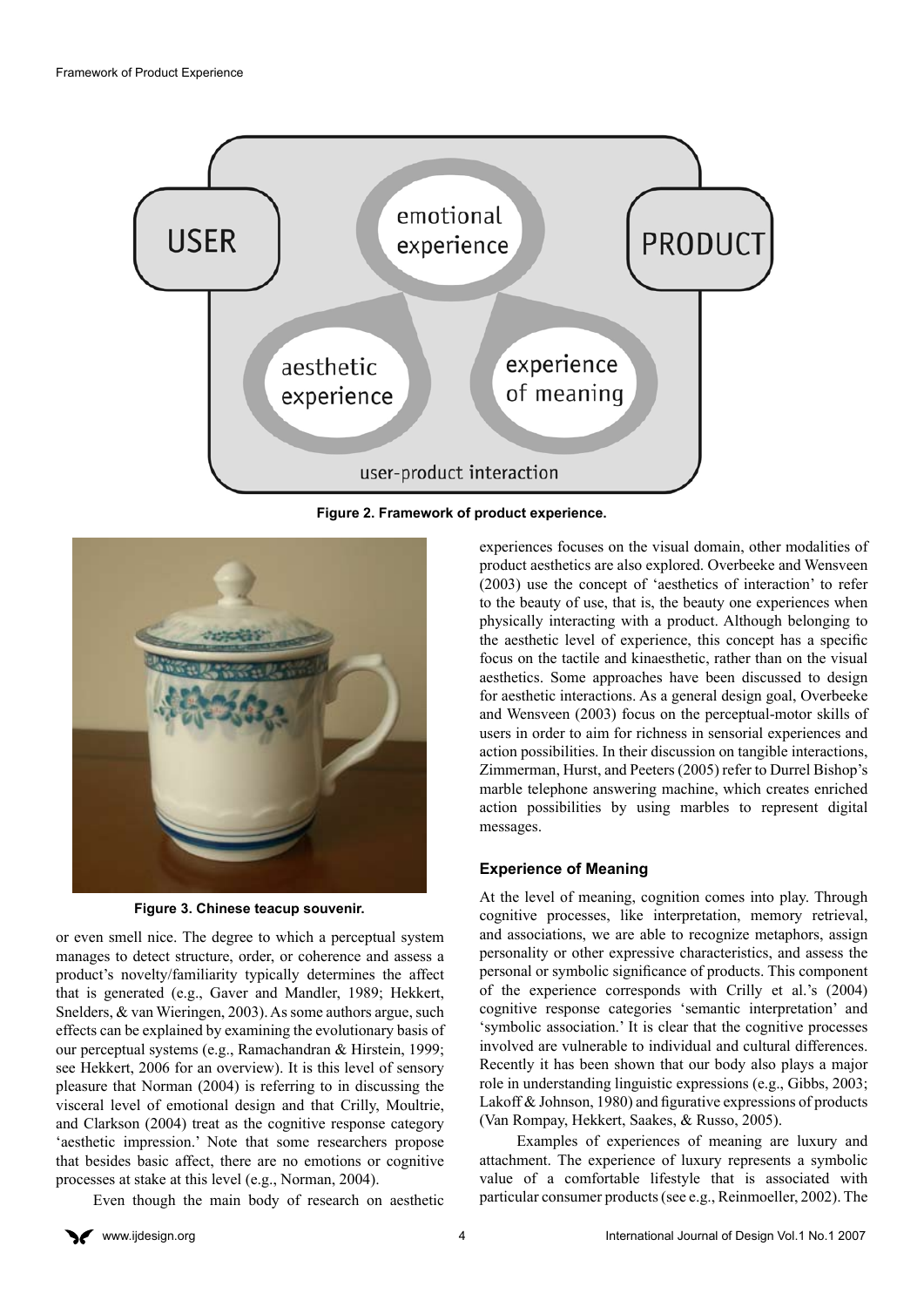Figure 2. Framework of product experience.

Figure 3. Chinese teacup souvenir.

or even smell nice. The degree to which a perceptual system manages to detect structure, order, or coherence and assess a product's novelty/familiarity typically determines the affect that is generated (e.g., Gaver and Mandler, 1989; Hekkert, Snelders, & van Wieringen, 2003). As some authors argue, such effects can be explained by examining the evolutionary basis of our perceptual systems (e.g., Ramachandran & Hirstein, 1999; see Hekkert, 2006 for an overview). It is this level of sensory pleasure that Norman (2004) is referring to in discussing the visceral level of emotional design and that Crilly, Moultrie, and Clarkson (2004) treat as the cognitive response category 'aesthetic impression.' Note that some researchers propose that besides basic affect, there are no emotions or cognitive processes at stake at this level (e.g., Norman, 2004).

Even though the main body of research on aesthetic experiences focuses on the visual domain, other modalities of product aesthetics are also explored. Overbeeke and Wensveen (2003) use the concept of 'aesthetics of interaction' to refer to the beauty of use, that is, the beauty one experiences when physically interacting with a product. Although belonging to the aesthetic level of experience, this concept has a specific focus on the tactile and kinaesthetic, rather than on the visual aesthetics. Some approaches have been discussed to design for aesthetic interactions. As a general design goal, Overbeeke and Wensveen (2003) focus on the perceptual-motor skills of users in order to aim for richness in sensorial experiences and action possibilities. In their discussion on tangible interactions, Zimmerman, Hurst, and Peeters (2005) refer to Durrel Bishop's marble telephone answering machine, which creates enriched action possibilities by using marbles to represent digital messages.

### Experience of Meaning

At the level of meaning, cognition comes into play. Through cognitive processes, like interpretation, memory retrieval, and associations, we are able to recognize metaphors, assign personality or other expressive characteristics, and assess the personal or symbolic significance of products. This component of the experience corresponds with Crilly et al.'s (2004) cognitive response categories 'semantic interpretation' and 'symbolic association.' It is clear that the cognitive processes involved are vulnerable to individual and cultural differences. Recently it has been shown that our body also plays a major role in understanding linguistic expressions (e.g., Gibbs, 2003; Lakoff & Johnson, 1980) and figurative expressions of products (Van Rompay, Hekkert, Saakes, & Russo, 2005).

Examples of experiences of meaning are luxury and attachment. The experience of luxury represents a symbolic value of a comfortable lifestyle that is associated with particular consumer products (see e.g., Reinmoeller, 2002). The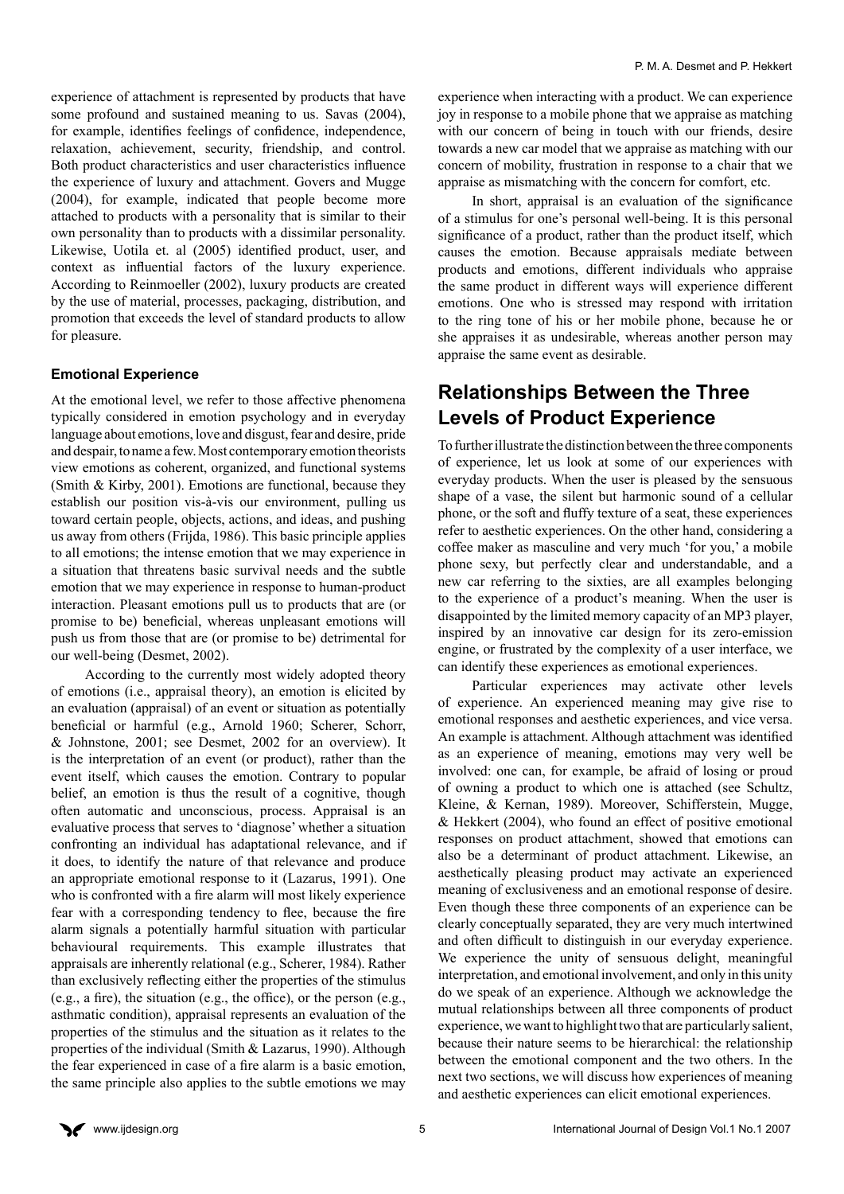experience of attachment is represented by products that have some profound and sustained meaning to us. Savas (2004), for example, identifies feelings of confidence, independence, relaxation, achievement, security, friendship, and control. Both product characteristics and user characteristics influence the experience of luxury and attachment. Govers and Mugge (2004), for example, indicated that people become more attached to products with a personality that is similar to their own personality than to products with a dissimilar personality. Likewise, Uotila et. al (2005) identified product, user, and context as influential factors of the luxury experience. According to Reinmoeller (2002), luxury products are created by the use of material, processes, packaging, distribution, and promotion that exceeds the level of standard products to allow for pleasure.

### Emotional Experience

At the emotional level, we refer to those affective phenomena typically considered in emotion psychology and in everyday language about emotions, love and disgust, fear and desire, pride and despair, to name a few. Most contemporary emotion theorists view emotions as coherent, organized, and functional systems (Smith & Kirby, 2001). Emotions are functional, because they establish our position vis-à-vis our environment, pulling us toward certain people, objects, actions, and ideas, and pushing us away from others (Frijda, 1986). This basic principle applies to all emotions; the intense emotion that we may experience in a situation that threatens basic survival needs and the subtle emotion that we may experience in response to human-product interaction. Pleasant emotions pull us to products that are (or promise to be) beneficial, whereas unpleasant emotions will push us from those that are (or promise to be) detrimental for our well-being (Desmet, 2002).

According to the currently most widely adopted theory of emotions (i.e., appraisal theory), an emotion is elicited by an evaluation (appraisal) of an event or situation as potentially beneficial or harmful (e.g., Arnold 1960; Scherer, Schorr, & Johnstone, 2001; see Desmet, 2002 for an overview). It is the interpretation of an event (or product), rather than the event itself, which causes the emotion. Contrary to popular belief, an emotion is thus the result of a cognitive, though often automatic and unconscious, process. Appraisal is an evaluative process that serves to 'diagnose' whether a situation confronting an individual has adaptational relevance, and if it does, to identify the nature of that relevance and produce an appropriate emotional response to it (Lazarus, 1991). One who is confronted with a fire alarm will most likely experience fear with a corresponding tendency to flee, because the fire alarm signals a potentially harmful situation with particular behavioural requirements. This example illustrates that appraisals are inherently relational (e.g., Scherer, 1984). Rather than exclusively reflecting either the properties of the stimulus (e.g., a fire), the situation (e.g., the office), or the person (e.g., asthmatic condition), appraisal represents an evaluation of the properties of the stimulus and the situation as it relates to the properties of the individual (Smith & Lazarus, 1990). Although the fear experienced in case of a fire alarm is a basic emotion, the same principle also applies to the subtle emotions we may experience when interacting with a product. We can experience joy in response to a mobile phone that we appraise as matching with our concern of being in touch with our friends, desire towards a new car model that we appraise as matching with our concern of mobility, frustration in response to a chair that we appraise as mismatching with the concern for comfort, etc.

In short, appraisal is an evaluation of the significance of a stimulus for one's personal well-being. It is this personal significance of a product, rather than the product itself, which causes the emotion. Because appraisals mediate between products and emotions, different individuals who appraise the same product in different ways will experience different emotions. One who is stressed may respond with irritation to the ring tone of his or her mobile phone, because he or she appraises it as undesirable, whereas another person may appraise the same event as desirable.

## Relationships Between the Three Levels of Product Experience

To further illustrate the distinction between the three components of experience, let us look at some of our experiences with everyday products. When the user is pleased by the sensuous shape of a vase, the silent but harmonic sound of a cellular phone, or the soft and fluffy texture of a seat, these experiences refer to aesthetic experiences. On the other hand, considering a coffee maker as masculine and very much 'for you,' a mobile phone sexy, but perfectly clear and understandable, and a new car referring to the sixties, are all examples belonging to the experience of a product's meaning. When the user is disappointed by the limited memory capacity of an MP3 player, inspired by an innovative car design for its zero-emission engine, or frustrated by the complexity of a user interface, we can identify these experiences as emotional experiences.

Particular experiences may activate other levels of experience. An experienced meaning may give rise to emotional responses and aesthetic experiences, and vice versa. An example is attachment. Although attachment was identified as an experience of meaning, emotions may very well be involved: one can, for example, be afraid of losing or proud of owning a product to which one is attached (see Schultz, Kleine, & Kernan, 1989). Moreover, Schifferstein, Mugge, & Hekkert (2004), who found an effect of positive emotional responses on product attachment, showed that emotions can also be a determinant of product attachment. Likewise, an aesthetically pleasing product may activate an experienced meaning of exclusiveness and an emotional response of desire. Even though these three components of an experience can be clearly conceptually separated, they are very much intertwined and often difficult to distinguish in our everyday experience. We experience the unity of sensuous delight, meaningful interpretation, and emotional involvement, and only in this unity do we speak of an experience. Although we acknowledge the mutual relationships between all three components of product experience, we want to highlight two that are particularly salient, because their nature seems to be hierarchical: the relationship between the emotional component and the two others. In the next two sections, we will discuss how experiences of meaning and aesthetic experiences can elicit emotional experiences.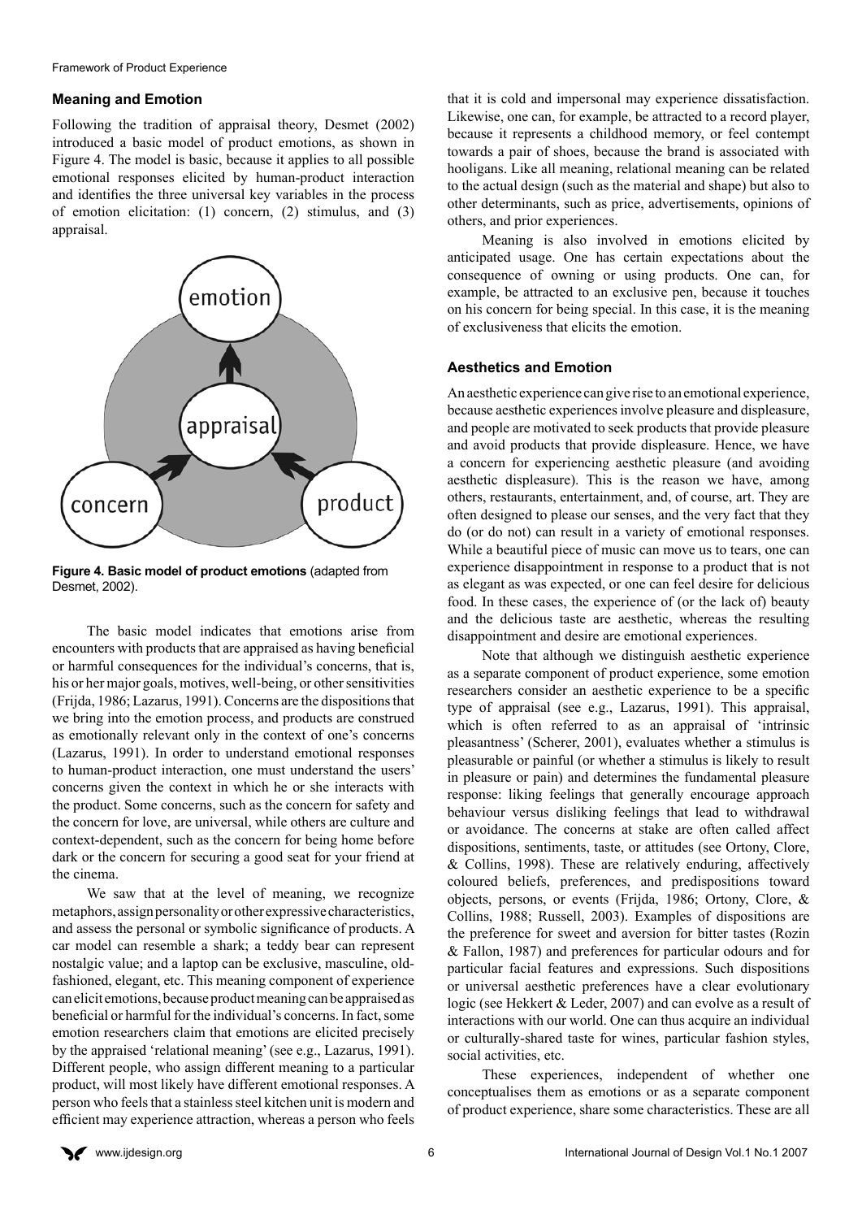## Meaning and Emotion

Following the tradition of appraisal theory, Desmet (2002) introduced a basic model of product emotions, as shown in Figure 4. The model is basic, because it applies to all possible emotional responses elicited by human-product interaction and identifies the three universal key variables in the process of emotion elicitation: (1) concern, (2) stimulus, and (3) appraisal.

**Figure 4. Basic model of product emotions** (adapted from Desmet, 2002).

The basic model indicates that emotions arise from encounters with products that are appraised as having beneficial or harmful consequences for the individual's concerns, that is, his or her major goals, motives, well-being, or other sensitivities (Frijda, 1986; Lazarus, 1991). Concerns are the dispositions that we bring into the emotion process, and products are construed as emotionally relevant only in the context of one's concerns (Lazarus, 1991). In order to understand emotional responses to human-product interaction, one must understand the users' concerns given the context in which he or she interacts with the product. Some concerns, such as the concern for safety and the concern for love, are universal, while others are culture and context-dependent, such as the concern for being home before dark or the concern for securing a good seat for your friend at the cinema.

We saw that at the level of meaning, we recognize metaphors, assign personality or other expressive characteristics, and assess the personal or symbolic significance of products. A car model can resemble a shark; a teddy bear can represent nostalgic value; and a laptop can be exclusive, masculine, old-fashioned, elegant, etc. This meaning component of experience can elicit emotions, because product meaning can be appraised as beneficial or harmful for the individual's concerns. In fact, some emotion researchers claim that emotions are elicited precisely by the appraised 'relational meaning' (see e.g., Lazarus, 1991). Different people, who assign different meaning to a particular product, will most likely have different emotional responses. A person who feels that a stainless steel kitchen unit is modern and efficient may experience attraction, whereas a person who feels that it is cold and impersonal may experience dissatisfaction. Likewise, one can, for example, be attracted to a record player, because it represents a childhood memory, or feel contempt towards a pair of shoes, because the brand is associated with hooligans. Like all meaning, relational meaning can be related to the actual design (such as the material and shape) but also to other determinants, such as price, advertisements, opinions of others, and prior experiences.

Meaning is also involved in emotions elicited by anticipated usage. One has certain expectations about the consequence of owning or using products. One can, for example, be attracted to an exclusive pen, because it touches on his concern for being special. In this case, it is the meaning of exclusiveness that elicits the emotion.

## Aesthetics and Emotion

An aesthetic experience can give rise to an emotional experience, because aesthetic experiences involve pleasure and displeasure, and people are motivated to seek products that provide pleasure and avoid products that provide displeasure. Hence, we have a concern for experiencing aesthetic pleasure (and avoiding aesthetic displeasure). This is the reason we have, among others, restaurants, entertainment, and, of course, art. They are often designed to please our senses, and the very fact that they do (or do not) can result in a variety of emotional responses. While a beautiful piece of music can move us to tears, one can experience disappointment in response to a product that is not as elegant as was expected, or one can feel desire for delicious food. In these cases, the experience of (or the lack of) beauty and the delicious taste are aesthetic, whereas the resulting disappointment and desire are emotional experiences.

Note that although we distinguish aesthetic experience as a separate component of product experience, some emotion researchers consider an aesthetic experience to be a specific type of appraisal (see e.g., Lazarus, 1991). This appraisal, which is often referred to as an appraisal of 'intrinsic pleasantness' (Scherer, 2001), evaluates whether a stimulus is pleasurable or painful (or whether a stimulus is likely to result in pleasure or pain) and determines the fundamental pleasure response: liking feelings that generally encourage approach behaviour versus disliking feelings that lead to withdrawal or avoidance. The concerns at stake are often called affect dispositions, sentiments, taste, or attitudes (see Ortony, Clore, & Collins, 1998). These are relatively enduring, affectively coloured beliefs, preferences, and predispositions toward objects, persons, or events (Frijda, 1986; Ortony, Clore, & Collins, 1988; Russell, 2003). Examples of dispositions are the preference for sweet and aversion for bitter tastes (Rozin & Fallon, 1987) and preferences for particular odours and for particular facial features and expressions. Such dispositions or universal aesthetic preferences have a clear evolutionary logic (see Hekkert & Leder, 2007) and can evolve as a result of interactions with our world. One can thus acquire an individual or culturally-shared taste for wines, particular fashion styles, social activities, etc.

These experiences, independent of whether one conceptualises them as emotions or as a separate component of product experience, share some characteristics. These are all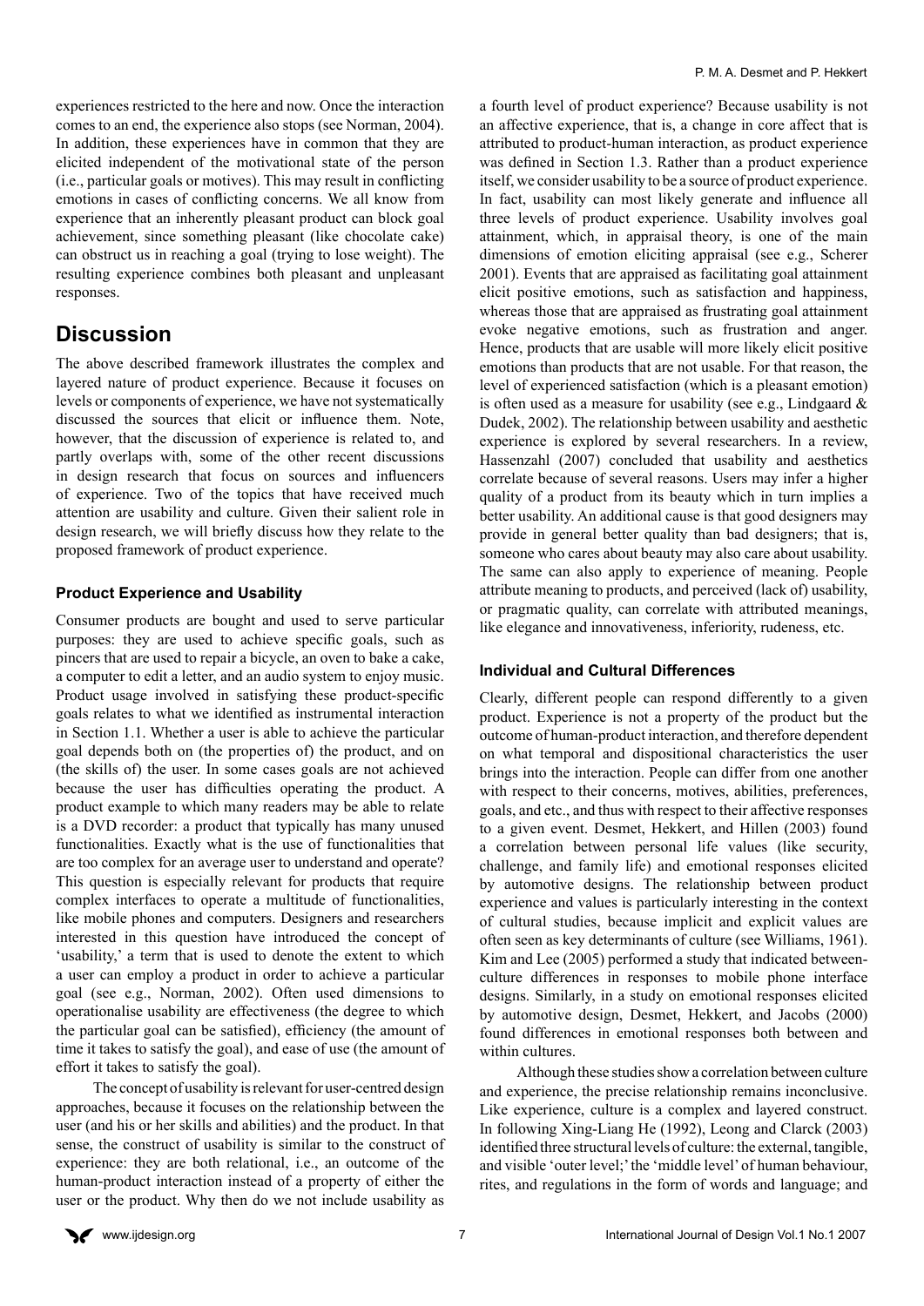experiences restricted to the here and now. Once the interaction comes to an end, the experience also stops (see Norman, 2004). In addition, these experiences have in common that they are elicited independent of the motivational state of the person (i.e., particular goals or motives). This may result in conflicting emotions in cases of conflicting concerns. We all know from experience that an inherently pleasant product can block goal achievement, since something pleasant (like chocolate cake) can obstruct us in reaching a goal (trying to lose weight). The resulting experience combines both pleasant and unpleasant responses.

## Discussion

The above described framework illustrates the complex and layered nature of product experience. Because it focuses on levels or components of experience, we have not systematically discussed the sources that elicit or influence them. Note, however, that the discussion of experience is related to, and partly overlaps with, some of the other recent discussions in design research that focus on sources and influencers of experience. Two of the topics that have received much attention are usability and culture. Given their salient role in design research, we will briefly discuss how they relate to the proposed framework of product experience.

### Product Experience and Usability

Consumer products are bought and used to serve particular purposes: they are used to achieve specific goals, such as pincers that are used to repair a bicycle, an oven to bake a cake, a computer to edit a letter, and an audio system to enjoy music. Product usage involved in satisfying these product-specific goals relates to what we identified as instrumental interaction in Section 1.1. Whether a user is able to achieve the particular goal depends both on (the properties of) the product, and on (the skills of) the user. In some cases goals are not achieved because the user has difficulties operating the product. A product example to which many readers may be able to relate is a DVD recorder: a product that typically has many unused functionalities. Exactly what is the use of functionalities that are too complex for an average user to understand and operate? This question is especially relevant for products that require complex interfaces to operate a multitude of functionalities, like mobile phones and computers. Designers and researchers interested in this question have introduced the concept of 'usability,' a term that is used to denote the extent to which a user can employ a product in order to achieve a particular goal (see e.g., Norman, 2002). Often used dimensions to operationalise usability are effectiveness (the degree to which the particular goal can be satisfied), efficiency (the amount of time it takes to satisfy the goal), and ease of use (the amount of effort it takes to satisfy the goal).

The concept of usability is relevant for user-centred design approaches, because it focuses on the relationship between the user (and his or her skills and abilities) and the product. In that sense, the construct of usability is similar to the construct of experience: they are both relational, i.e., an outcome of the human-product interaction instead of a property of either the user or the product. Why then do we not include usability as a fourth level of product experience? Because usability is not an affective experience, that is, a change in core affect that is attributed to product-human interaction, as product experience was defined in Section 1.3. Rather than a product experience itself, we consider usability to be a source of product experience. In fact, usability can most likely generate and influence all three levels of product experience. Usability involves goal attainment, which, in appraisal theory, is one of the main dimensions of emotion eliciting appraisal (see e.g., Scherer 2001). Events that are appraised as facilitating goal attainment elicit positive emotions, such as satisfaction and happiness, whereas those that are appraised as frustrating goal attainment evoke negative emotions, such as frustration and anger. Hence, products that are usable will more likely elicit positive emotions than products that are not usable. For that reason, the level of experienced satisfaction (which is a pleasant emotion) is often used as a measure for usability (see e.g., Lindgaard & Dudek, 2002). The relationship between usability and aesthetic experience is explored by several researchers. In a review, Hassenzahl (2007) concluded that usability and aesthetics correlate because of several reasons. Users may infer a higher quality of a product from its beauty which in turn implies a better usability. An additional cause is that good designers may provide in general better quality than bad designers; that is, someone who cares about beauty may also care about usability. The same can also apply to experience of meaning. People attribute meaning to products, and perceived (lack of) usability, or pragmatic quality, can correlate with attributed meanings, like elegance and innovativeness, inferiority, rudeness, etc.

### Individual and Cultural Differences

Clearly, different people can respond differently to a given product. Experience is not a property of the product but the outcome of human-product interaction, and therefore dependent on what temporal and dispositional characteristics the user brings into the interaction. People can differ from one another with respect to their concerns, motives, abilities, preferences, goals, and etc., and thus with respect to their affective responses to a given event. Desmet, Hekkert, and Hillen (2003) found a correlation between personal life values (like security, challenge, and family life) and emotional responses elicited by automotive designs. The relationship between product experience and values is particularly interesting in the context of cultural studies, because implicit and explicit values are often seen as key determinants of culture (see Williams, 1961). Kim and Lee (2005) performed a study that indicated between-culture differences in responses to mobile phone interface designs. Similarly, in a study on emotional responses elicited by automotive design, Desmet, Hekkert, and Jacobs (2000) found differences in emotional responses both between and within cultures.

Although these studies show a correlation between culture and experience, the precise relationship remains inconclusive. Like experience, culture is a complex and layered construct. In following Xing-Liang He (1992), Leong and Clarck (2003) identified three structural levels of culture: the external, tangible, and visible 'outer level;' the 'middle level' of human behaviour, rites, and regulations in the form of words and language; and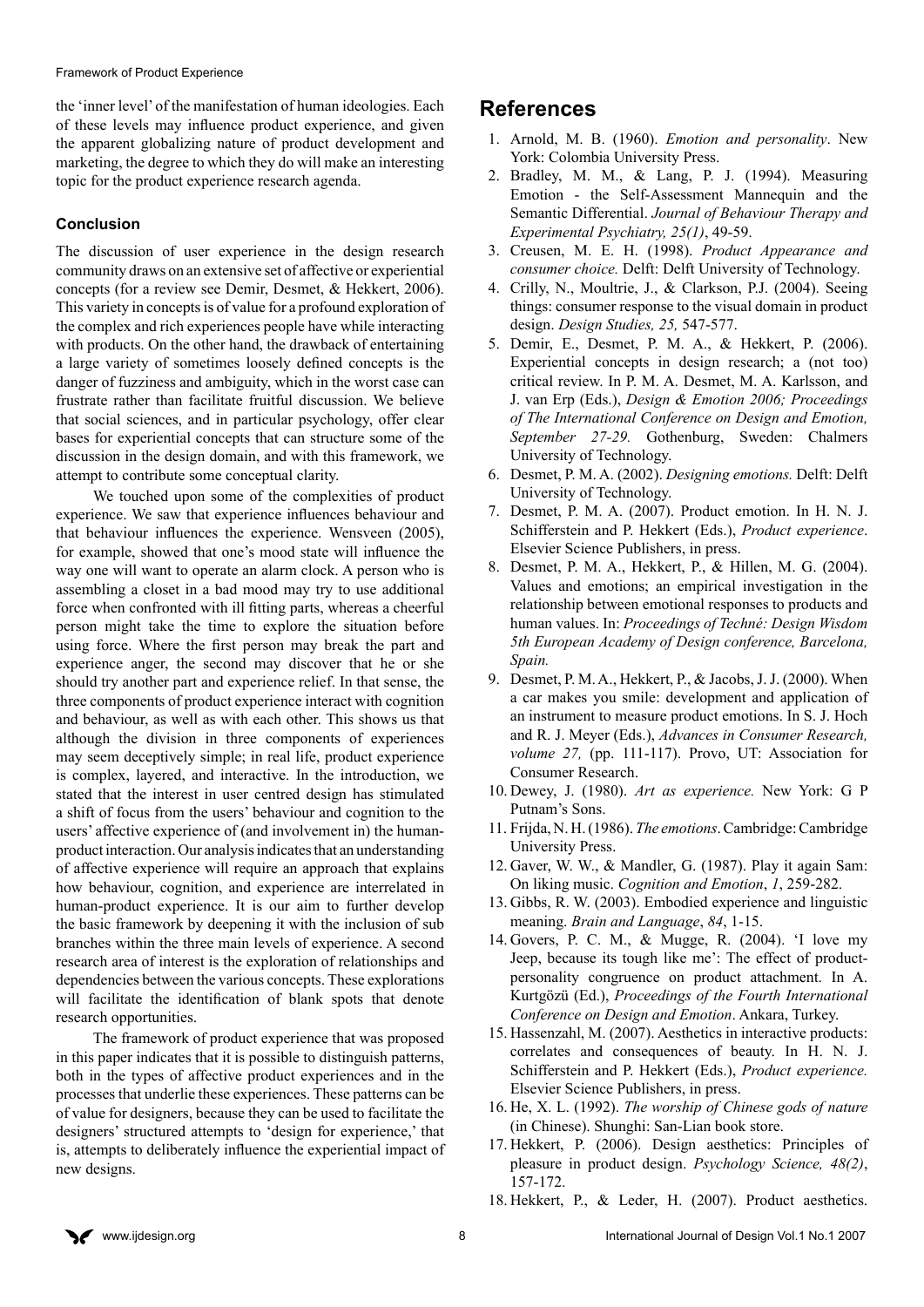the 'inner level' of the manifestation of human ideologies. Each of these levels may influence product experience, and given the apparent globalizing nature of product development and marketing, the degree to which they do will make an interesting topic for the product experience research agenda.

### Conclusion

The discussion of user experience in the design research community draws on an extensive set of affective or experiential concepts (for a review see Demir, Desmet, & Hekkert, 2006). This variety in concepts is of value for a profound exploration of the complex and rich experiences people have while interacting with products. On the other hand, the drawback of entertaining a large variety of sometimes loosely defined concepts is the danger of fuzziness and ambiguity, which in the worst case can frustrate rather than facilitate fruitful discussion. We believe that social sciences, and in particular psychology, offer clear bases for experiential concepts that can structure some of the discussion in the design domain, and with this framework, we attempt to contribute some conceptual clarity.

We touched upon some of the complexities of product experience. We saw that experience influences behaviour and that behaviour influences the experience. Wensveen (2005), for example, showed that one's mood state will influence the way one will want to operate an alarm clock. A person who is assembling a closet in a bad mood may try to use additional force when confronted with ill fitting parts, whereas a cheerful person might take the time to explore the situation before using force. Where the first person may break the part and experience anger, the second may discover that he or she should try another part and experience relief. In that sense, the three components of product experience interact with cognition and behaviour, as well as with each other. This shows us that although the division in three components of experiences may seem deceptively simple; in real life, product experience is complex, layered, and interactive. In the introduction, we stated that the interest in user centred design has stimulated a shift of focus from the users' behaviour and cognition to the users' affective experience of (and involvement in) the human-product interaction. Our analysis indicates that an understanding of affective experience will require an approach that explains how behaviour, cognition, and experience are interrelated in human-product experience. It is our aim to further develop the basic framework by deepening it with the inclusion of sub branches within the three main levels of experience. A second research area of interest is the exploration of relationships and dependencies between the various concepts. These explorations will facilitate the identification of blank spots that denote research opportunities.

The framework of product experience that was proposed in this paper indicates that it is possible to distinguish patterns, both in the types of affective product experiences and in the processes that underlie these experiences. These patterns can be of value for designers, because they can be used to facilitate the designers' structured attempts to 'design for experience,' that is, attempts to deliberately influence the experiential impact of new designs.

## References

1. Arnold, M. B. (1960). *Emotion and personality*. New York: Colombia University Press.
2. Bradley, M. M., & Lang, P. J. (1994). Measuring Emotion - the Self-Assessment Mannequin and the Semantic Differential. *Journal of Behaviour Therapy and Experimental Psychiatry, 25(1)*, 49-59.
3. Creusen, M. E. H. (1998). *Product Appearance and consumer choice.* Delft: Delft University of Technology.
4. Crilly, N., Moultrie, J., & Clarkson, P.J. (2004). Seeing things: consumer response to the visual domain in product design. *Design Studies, 25,* 547-577.
5. Demir, E., Desmet, P. M. A., & Hekkert, P. (2006). Experiential concepts in design research; a (not too) critical review. In P. M. A. Desmet, M. A. Karlsson, and J. van Erp (Eds.), *Design & Emotion 2006; Proceedings of The International Conference on Design and Emotion, September 27-29.* Gothenburg, Sweden: Chalmers University of Technology.
6. Desmet, P. M. A. (2002). *Designing emotions.* Delft: Delft University of Technology.
7. Desmet, P. M. A. (2007). Product emotion. In H. N. J. Schifferstein and P. Hekkert (Eds.), *Product experience*. Elsevier Science Publishers, in press.
8. Desmet, P. M. A., Hekkert, P., & Hillen, M. G. (2004). Values and emotions; an empirical investigation in the relationship between emotional responses to products and human values. In: *Proceedings of Techné: Design Wisdom 5th European Academy of Design conference, Barcelona, Spain.*
9. Desmet, P. M. A., Hekkert, P., & Jacobs, J. J. (2000). When a car makes you smile: development and application of an instrument to measure product emotions. In S. J. Hoch and R. J. Meyer (Eds.), *Advances in Consumer Research, volume 27,* (pp. 111-117). Provo, UT: Association for Consumer Research.
10. Dewey, J. (1980). *Art as experience.* New York: G P Putnam's Sons.
11. Frijda, N. H. (1986). *The emotions*. Cambridge: Cambridge University Press.
12. Gaver, W. W., & Mandler, G. (1987). Play it again Sam: On liking music. *Cognition and Emotion*, *1*, 259-282.
13. Gibbs, R. W. (2003). Embodied experience and linguistic meaning. *Brain and Language*, *84*, 1-15.
14. Govers, P. C. M., & Mugge, R. (2004). 'I love my Jeep, because its tough like me': The effect of product-personality congruence on product attachment. In A. Kurtgözü (Ed.), *Proceedings of the Fourth International Conference on Design and Emotion*. Ankara, Turkey.
15. Hassenzahl, M. (2007). Aesthetics in interactive products: correlates and consequences of beauty. In H. N. J. Schifferstein and P. Hekkert (Eds.), *Product experience.* Elsevier Science Publishers, in press.
16. He, X. L. (1992). *The worship of Chinese gods of nature* (in Chinese). Shunghi: San-Lian book store.
17. Hekkert, P. (2006). Design aesthetics: Principles of pleasure in product design. *Psychology Science, 48(2)*, 157-172.
18. Hekkert, P., & Leder, H. (2007). Product aesthetics.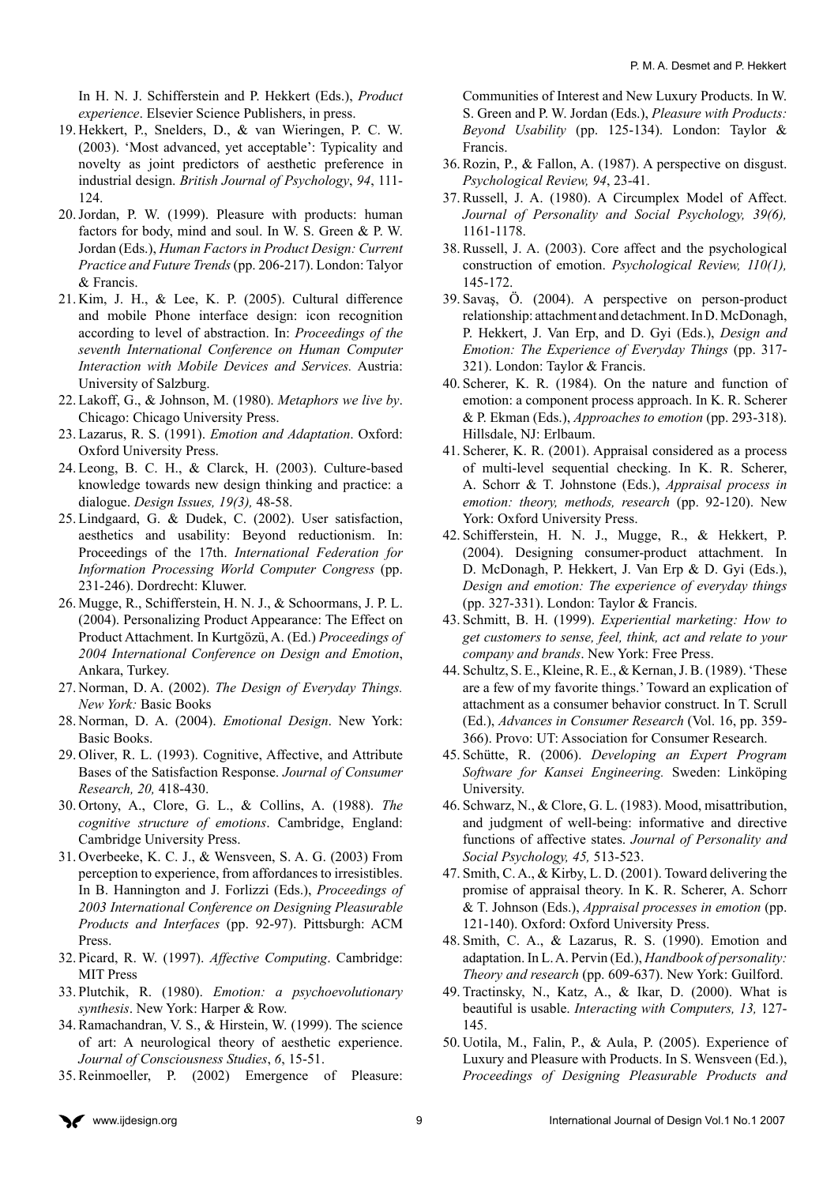In H. N. J. Schifferstein and P. Hekkert (Eds.), *Product experience*. Elsevier Science Publishers, in press.

19. Hekkert, P., Snelders, D., & van Wieringen, P. C. W. (2003). 'Most advanced, yet acceptable': Typicality and novelty as joint predictors of aesthetic preference in industrial design. *British Journal of Psychology*, *94*, 111-124.
20. Jordan, P. W. (1999). Pleasure with products: human factors for body, mind and soul. In W. S. Green & P. W. Jordan (Eds.), *Human Factors in Product Design: Current Practice and Future Trends* (pp. 206-217). London: Talyor & Francis.
21. Kim, J. H., & Lee, K. P. (2005). Cultural difference and mobile Phone interface design: icon recognition according to level of abstraction. In: *Proceedings of the seventh International Conference on Human Computer Interaction with Mobile Devices and Services.* Austria: University of Salzburg.
22. Lakoff, G., & Johnson, M. (1980). *Metaphors we live by*. Chicago: Chicago University Press.
23. Lazarus, R. S. (1991). *Emotion and Adaptation*. Oxford: Oxford University Press.
24. Leong, B. C. H., & Clarck, H. (2003). Culture-based knowledge towards new design thinking and practice: a dialogue. *Design Issues, 19(3),* 48-58.
25. Lindgaard, G. & Dudek, C. (2002). User satisfaction, aesthetics and usability: Beyond reductionism. In: Proceedings of the 17th. *International Federation for Information Processing World Computer Congress* (pp. 231-246). Dordrecht: Kluwer.
26. Mugge, R., Schifferstein, H. N. J., & Schoormans, J. P. L. (2004). Personalizing Product Appearance: The Effect on Product Attachment. In Kurtgözü, A. (Ed.) *Proceedings of 2004 International Conference on Design and Emotion*, Ankara, Turkey.
27. Norman, D. A. (2002). *The Design of Everyday Things. New York:* Basic Books
28. Norman, D. A. (2004). *Emotional Design*. New York: Basic Books.
29. Oliver, R. L. (1993). Cognitive, Affective, and Attribute Bases of the Satisfaction Response. *Journal of Consumer Research, 20,* 418-430.
30. Ortony, A., Clore, G. L., & Collins, A. (1988). *The cognitive structure of emotions*. Cambridge, England: Cambridge University Press.
31. Overbeeke, K. C. J., & Wensveen, S. A. G. (2003) From perception to experience, from affordances to irresistibles. In B. Hannington and J. Forlizzi (Eds.), *Proceedings of 2003 International Conference on Designing Pleasurable Products and Interfaces* (pp. 92-97). Pittsburgh: ACM Press.
32. Picard, R. W. (1997). *Affective Computing*. Cambridge: MIT Press
33. Plutchik, R. (1980). *Emotion: a psychoevolutionary synthesis*. New York: Harper & Row.
34. Ramachandran, V. S., & Hirstein, W. (1999). The science of art: A neurological theory of aesthetic experience. *Journal of Consciousness Studies*, *6*, 15-51.
35. Reinmoeller, P. (2002) Emergence of Pleasure: Communities of Interest and New Luxury Products. In W. S. Green and P. W. Jordan (Eds.), *Pleasure with Products: Beyond Usability* (pp. 125-134). London: Taylor & Francis.
36. Rozin, P., & Fallon, A. (1987). A perspective on disgust. *Psychological Review, 94*, 23-41.
37. Russell, J. A. (1980). A Circumplex Model of Affect. *Journal of Personality and Social Psychology, 39(6),* 1161-1178.
38. Russell, J. A. (2003). Core affect and the psychological construction of emotion. *Psychological Review, 110(1),* 145-172.
39. Savaş, Ö. (2004). A perspective on person-product relationship: attachment and detachment. In D. McDonagh, P. Hekkert, J. Van Erp, and D. Gyi (Eds.), *Design and Emotion: The Experience of Everyday Things* (pp. 317-321). London: Taylor & Francis.
40. Scherer, K. R. (1984). On the nature and function of emotion: a component process approach. In K. R. Scherer & P. Ekman (Eds.), *Approaches to emotion* (pp. 293-318). Hillsdale, NJ: Erlbaum.
41. Scherer, K. R. (2001). Appraisal considered as a process of multi-level sequential checking. In K. R. Scherer, A. Schorr & T. Johnstone (Eds.), *Appraisal process in emotion: theory, methods, research* (pp. 92-120). New York: Oxford University Press.
42. Schifferstein, H. N. J., Mugge, R., & Hekkert, P. (2004). Designing consumer-product attachment. In D. McDonagh, P. Hekkert, J. Van Erp & D. Gyi (Eds.), *Design and emotion: The experience of everyday things* (pp. 327-331). London: Taylor & Francis.
43. Schmitt, B. H. (1999). *Experiential marketing: How to get customers to sense, feel, think, act and relate to your company and brands*. New York: Free Press.
44. Schultz, S. E., Kleine, R. E., & Kernan, J. B. (1989). 'These are a few of my favorite things.' Toward an explication of attachment as a consumer behavior construct. In T. Scrull (Ed.), *Advances in Consumer Research* (Vol. 16, pp. 359-366). Provo: UT: Association for Consumer Research.
45. Schütte, R. (2006). *Developing an Expert Program Software for Kansei Engineering.* Sweden: Linköping University.
46. Schwarz, N., & Clore, G. L. (1983). Mood, misattribution, and judgment of well-being: informative and directive functions of affective states. *Journal of Personality and Social Psychology, 45,* 513-523.
47. Smith, C. A., & Kirby, L. D. (2001). Toward delivering the promise of appraisal theory. In K. R. Scherer, A. Schorr & T. Johnson (Eds.), *Appraisal processes in emotion* (pp. 121-140). Oxford: Oxford University Press.
48. Smith, C. A., & Lazarus, R. S. (1990). Emotion and adaptation. In L. A. Pervin (Ed.), *Handbook of personality: Theory and research* (pp. 609-637). New York: Guilford.
49. Tractinsky, N., Katz, A., & Ikar, D. (2000). What is beautiful is usable. *Interacting with Computers, 13,* 127-145.
50. Uotila, M., Falin, P., & Aula, P. (2005). Experience of Luxury and Pleasure with Products. In S. Wensveen (Ed.), *Proceedings of Designing Pleasurable Products and*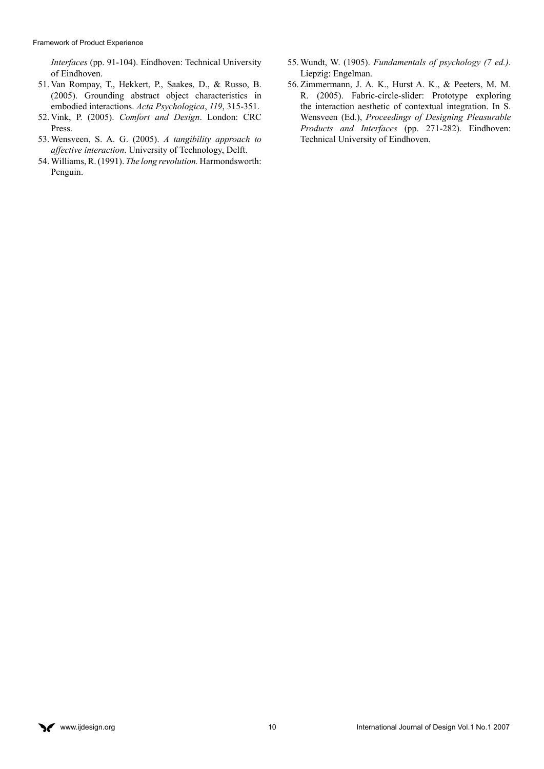*Interfaces* (pp. 91-104). Eindhoven: Technical University of Eindhoven.

51. Van Rompay, T., Hekkert, P., Saakes, D., & Russo, B. (2005). Grounding abstract object characteristics in embodied interactions. *Acta Psychologica*, *119*, 315-351.
52. Vink, P. (2005). *Comfort and Design*. London: CRC Press.
53. Wensveen, S. A. G. (2005). *A tangibility approach to affective interaction*. University of Technology, Delft.
54. Williams, R. (1991). *The long revolution.* Harmondsworth: Penguin.
55. Wundt, W. (1905). *Fundamentals of psychology (7 ed.).* Liepzig: Engelman.
56. Zimmermann, J. A. K., Hurst A. K., & Peeters, M. M. R. (2005). Fabric-circle-slider: Prototype exploring the interaction aesthetic of contextual integration. In S. Wensveen (Ed.), *Proceedings of Designing Pleasurable Products and Interfaces* (pp. 271-282). Eindhoven: Technical University of Eindhoven.